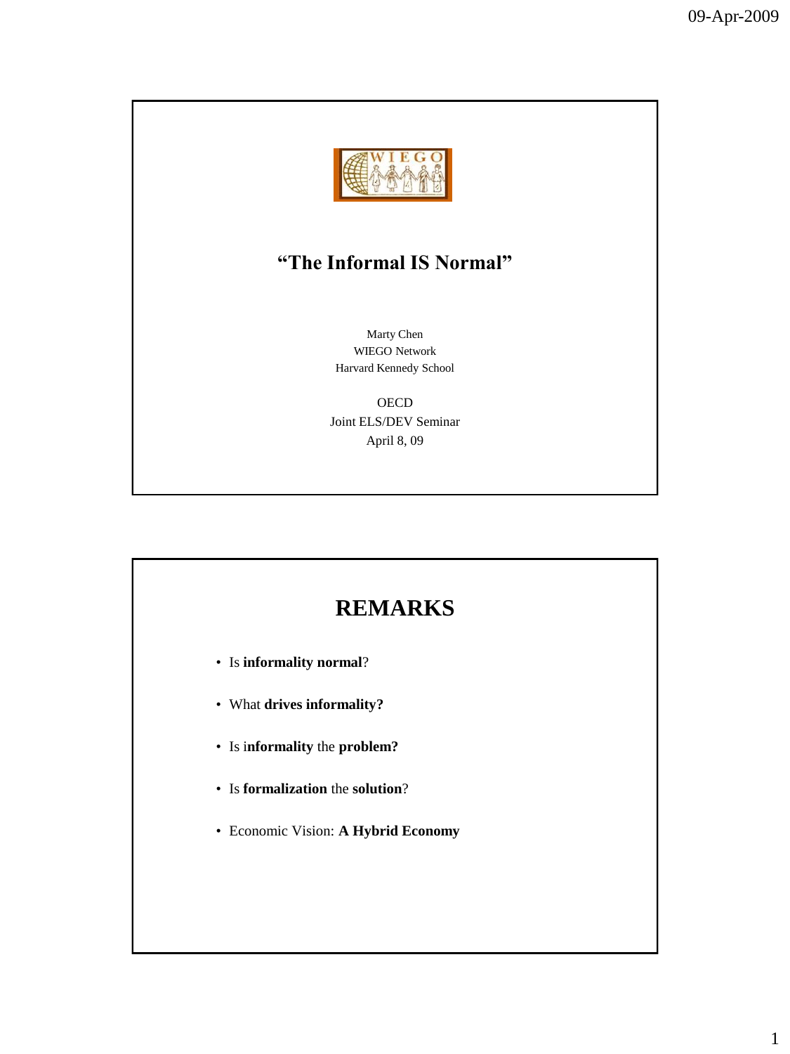# "The Informal IS Normal"

Marty Chen
WIEGO Network
Harvard Kennedy School

OECD
Joint ELS/DEV Seminar
April 8, 09

## REMARKS

- Is **informality normal**?
- What **drives informality?**
- Is i**nformality** the **problem?**
- Is **formalization** the **solution**?
- Economic Vision: **A Hybrid Economy**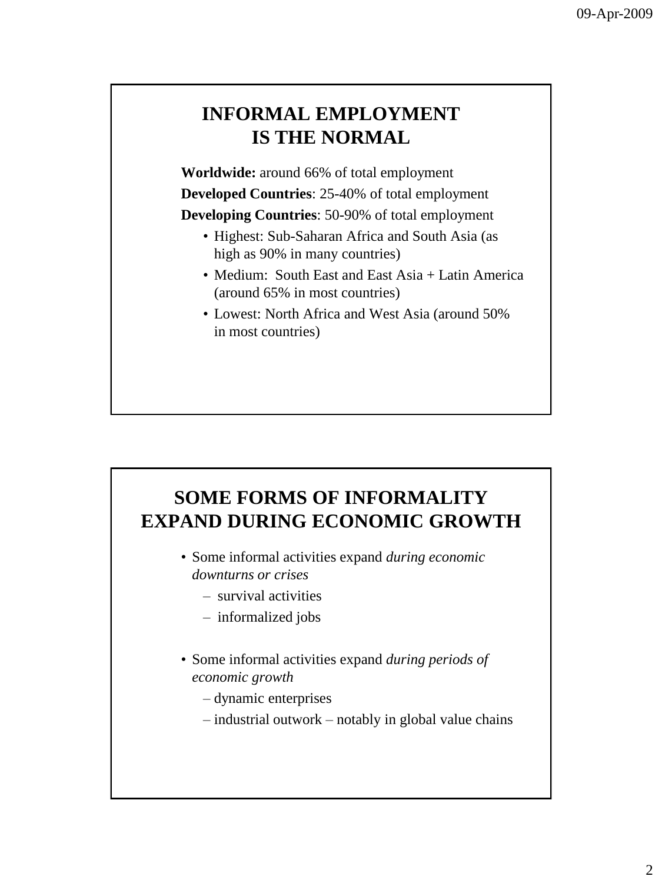## INFORMAL EMPLOYMENT IS THE NORMAL

**Worldwide:** around 66% of total employment

**Developed Countries**: 25-40% of total employment

**Developing Countries**: 50-90% of total employment

- Highest: Sub-Saharan Africa and South Asia (as high as 90% in many countries)
- Medium: South East and East Asia + Latin America (around 65% in most countries)
- Lowest: North Africa and West Asia (around 50% in most countries)

## SOME FORMS OF INFORMALITY EXPAND DURING ECONOMIC GROWTH

- Some informal activities expand *during economic downturns or crises*
  - survival activities
  - informalized jobs
- Some informal activities expand *during periods of economic growth*
  - dynamic enterprises
  - industrial outwork – notably in global value chains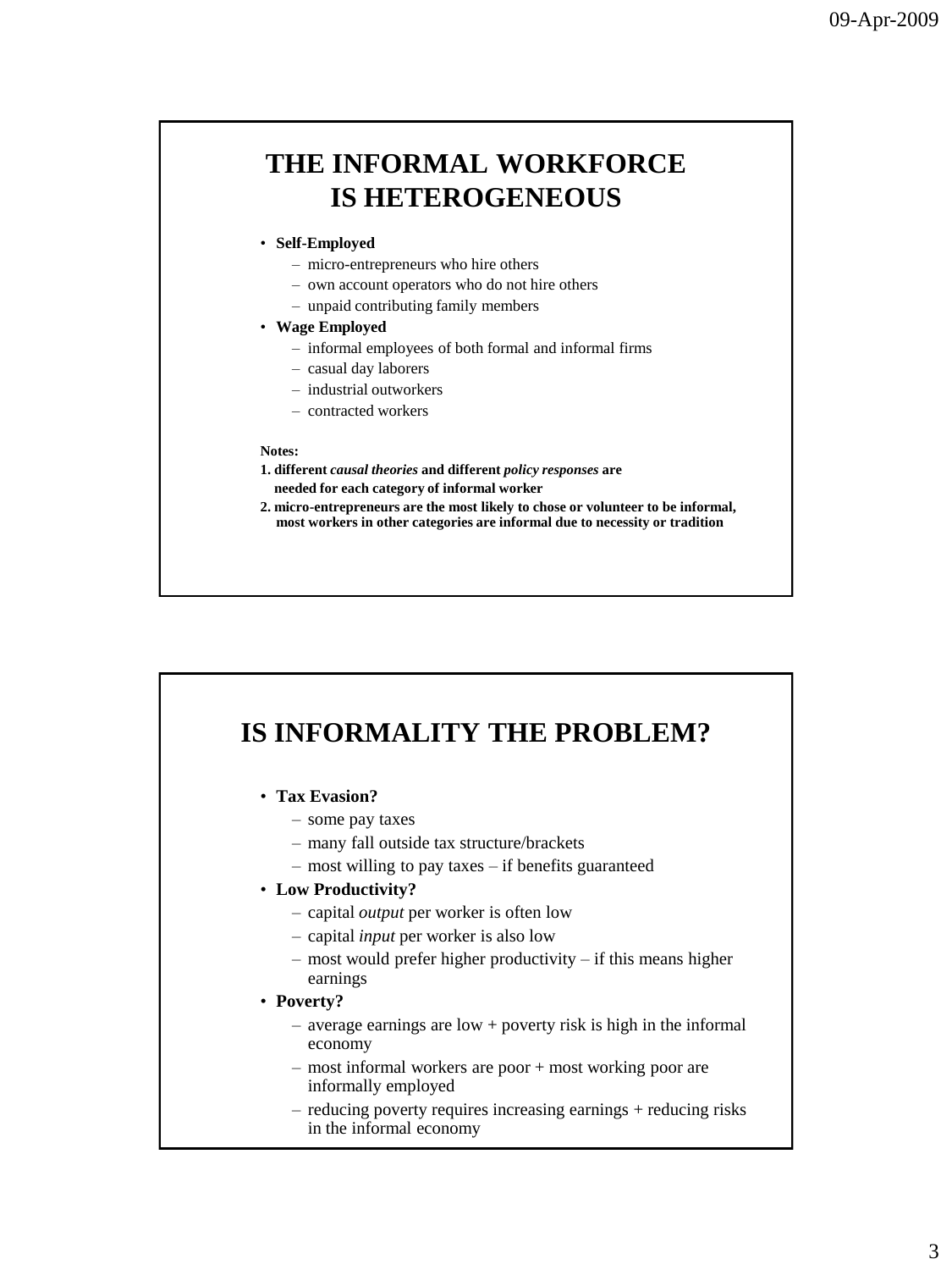## THE INFORMAL WORKFORCE IS HETEROGENEOUS

- **Self-Employed**
  - micro-entrepreneurs who hire others
  - own account operators who do not hire others
  - unpaid contributing family members
- **Wage Employed**
  - informal employees of both formal and informal firms
  - casual day laborers
  - industrial outworkers
  - contracted workers

**Notes:**

**1. different *causal theories* and different *policy responses* are needed for each category of informal worker**

**2. micro-entrepreneurs are the most likely to chose or volunteer to be informal, most workers in other categories are informal due to necessity or tradition**

## IS INFORMALITY THE PROBLEM?

- **Tax Evasion?**
  - some pay taxes
  - many fall outside tax structure/brackets
  - most willing to pay taxes – if benefits guaranteed
- **Low Productivity?**
  - capital *output* per worker is often low
  - capital *input* per worker is also low
  - most would prefer higher productivity – if this means higher earnings
- **Poverty?**
  - average earnings are low + poverty risk is high in the informal economy
  - most informal workers are poor + most working poor are informally employed
  - reducing poverty requires increasing earnings + reducing risks in the informal economy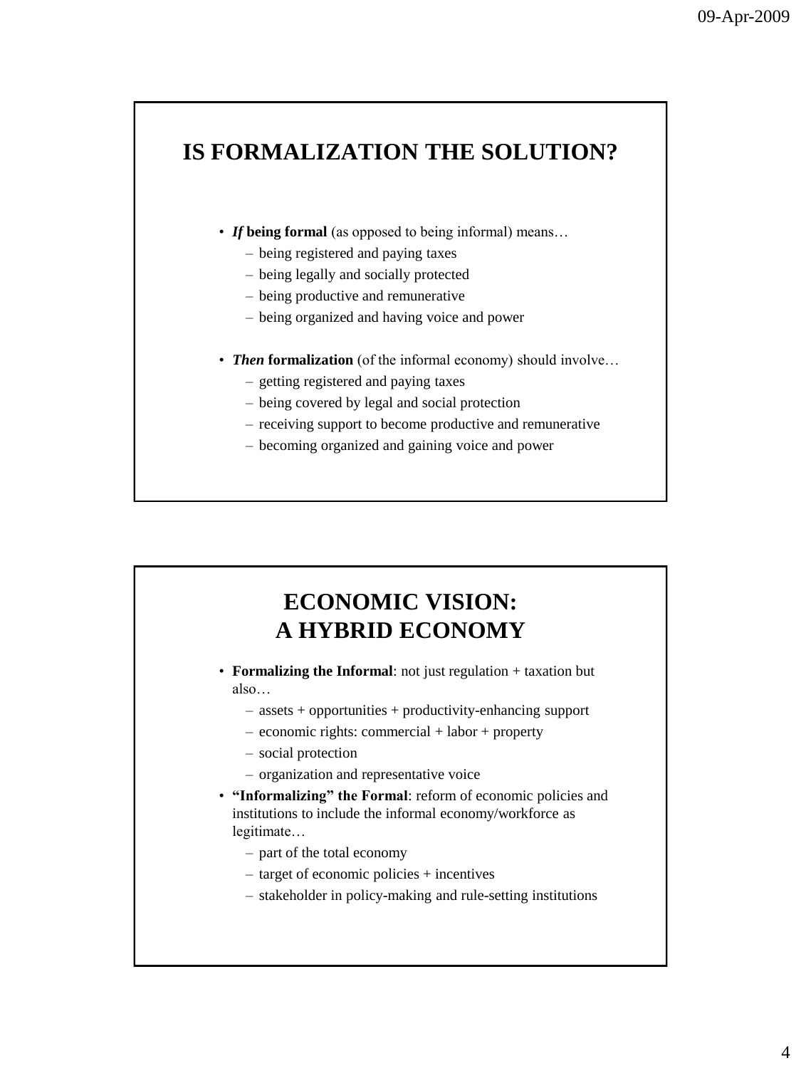## IS FORMALIZATION THE SOLUTION?

- ***If*** **being formal** (as opposed to being informal) means…
  - being registered and paying taxes
  - being legally and socially protected
  - being productive and remunerative
  - being organized and having voice and power
- ***Then*** **formalization** (of the informal economy) should involve…
  - getting registered and paying taxes
  - being covered by legal and social protection
  - receiving support to become productive and remunerative
  - becoming organized and gaining voice and power

## ECONOMIC VISION: A HYBRID ECONOMY

- **Formalizing the Informal**: not just regulation + taxation but also…
  - assets + opportunities + productivity-enhancing support
  - economic rights: commercial + labor + property
  - social protection
  - organization and representative voice
- **"Informalizing" the Formal**: reform of economic policies and institutions to include the informal economy/workforce as legitimate…
  - part of the total economy
  - target of economic policies + incentives
  - stakeholder in policy-making and rule-setting institutions